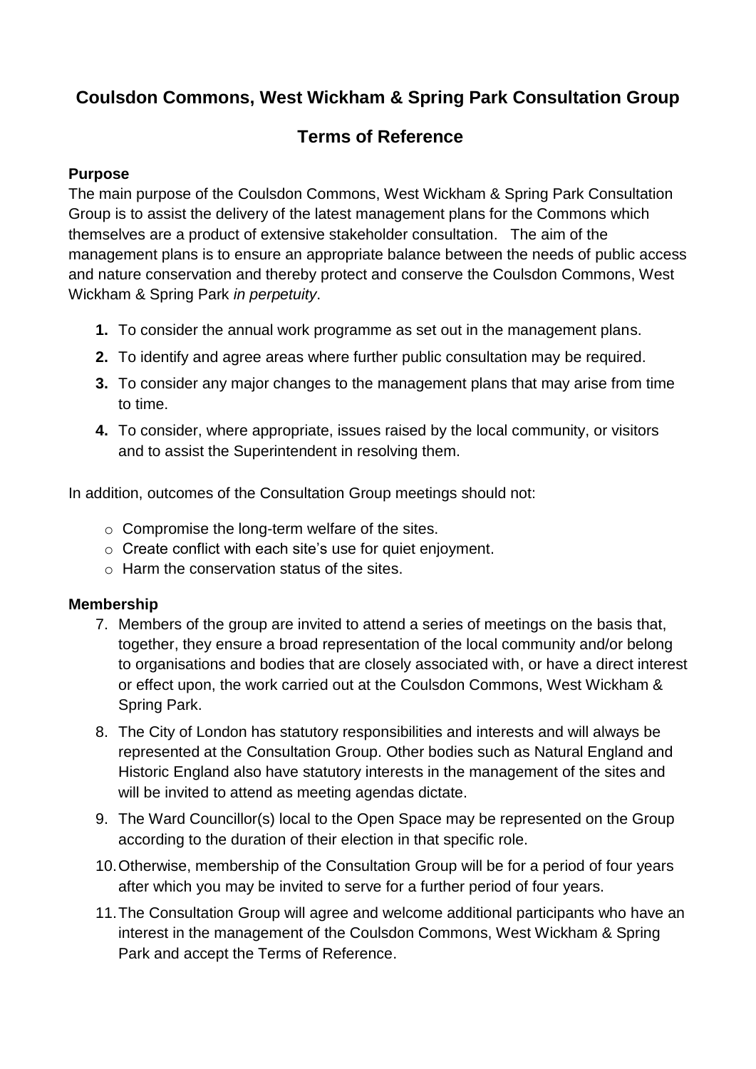# Coulsdon Commons, West Wickham & Spring Park Consultation Group

## Terms of Reference

**Purpose**

The main purpose of the Coulsdon Commons, West Wickham & Spring Park Consultation Group is to assist the delivery of the latest management plans for the Commons which themselves are a product of extensive stakeholder consultation. The aim of the management plans is to ensure an appropriate balance between the needs of public access and nature conservation and thereby protect and conserve the Coulsdon Commons, West Wickham & Spring Park *in perpetuity*.

1. To consider the annual work programme as set out in the management plans.
2. To identify and agree areas where further public consultation may be required.
3. To consider any major changes to the management plans that may arise from time to time.
4. To consider, where appropriate, issues raised by the local community, or visitors and to assist the Superintendent in resolving them.

In addition, outcomes of the Consultation Group meetings should not:

- Compromise the long-term welfare of the sites.
- Create conflict with each site's use for quiet enjoyment.
- Harm the conservation status of the sites.

**Membership**

7. Members of the group are invited to attend a series of meetings on the basis that, together, they ensure a broad representation of the local community and/or belong to organisations and bodies that are closely associated with, or have a direct interest or effect upon, the work carried out at the Coulsdon Commons, West Wickham & Spring Park.
8. The City of London has statutory responsibilities and interests and will always be represented at the Consultation Group. Other bodies such as Natural England and Historic England also have statutory interests in the management of the sites and will be invited to attend as meeting agendas dictate.
9. The Ward Councillor(s) local to the Open Space may be represented on the Group according to the duration of their election in that specific role.
10. Otherwise, membership of the Consultation Group will be for a period of four years after which you may be invited to serve for a further period of four years.
11. The Consultation Group will agree and welcome additional participants who have an interest in the management of the Coulsdon Commons, West Wickham & Spring Park and accept the Terms of Reference.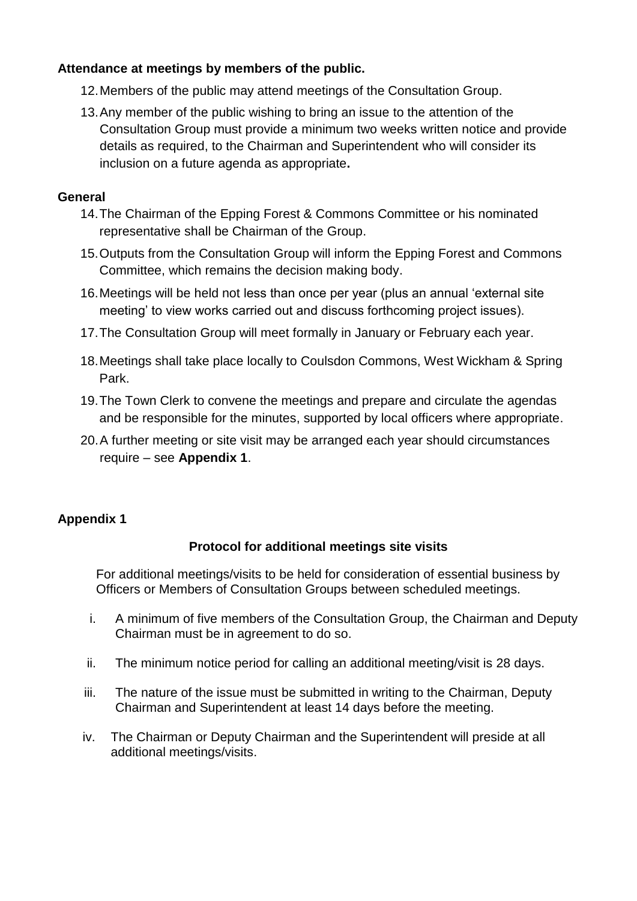**Attendance at meetings by members of the public.**

12. Members of the public may attend meetings of the Consultation Group.
13. Any member of the public wishing to bring an issue to the attention of the Consultation Group must provide a minimum two weeks written notice and provide details as required, to the Chairman and Superintendent who will consider its inclusion on a future agenda as appropriate**.**

**General**

14. The Chairman of the Epping Forest & Commons Committee or his nominated representative shall be Chairman of the Group.
15. Outputs from the Consultation Group will inform the Epping Forest and Commons Committee, which remains the decision making body.
16. Meetings will be held not less than once per year (plus an annual 'external site meeting' to view works carried out and discuss forthcoming project issues).
17. The Consultation Group will meet formally in January or February each year.
18. Meetings shall take place locally to Coulsdon Commons, West Wickham & Spring Park.
19. The Town Clerk to convene the meetings and prepare and circulate the agendas and be responsible for the minutes, supported by local officers where appropriate.
20. A further meeting or site visit may be arranged each year should circumstances require – see **Appendix 1**.

**Appendix 1**

**Protocol for additional meetings site visits**

For additional meetings/visits to be held for consideration of essential business by Officers or Members of Consultation Groups between scheduled meetings.

i. A minimum of five members of the Consultation Group, the Chairman and Deputy Chairman must be in agreement to do so.

ii. The minimum notice period for calling an additional meeting/visit is 28 days.

iii. The nature of the issue must be submitted in writing to the Chairman, Deputy Chairman and Superintendent at least 14 days before the meeting.

iv. The Chairman or Deputy Chairman and the Superintendent will preside at all additional meetings/visits.